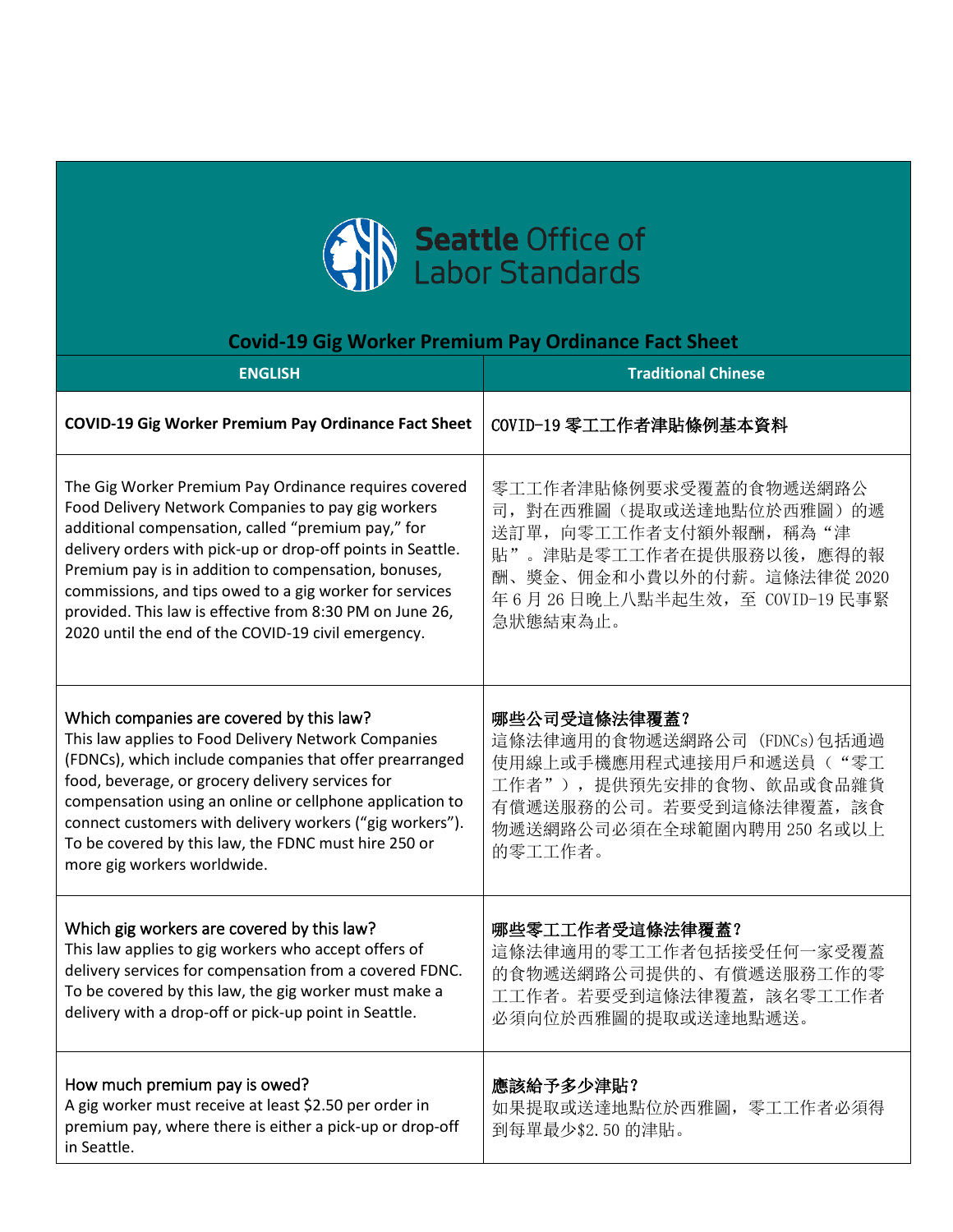Seattle Office of Labor Standards

## Covid-19 Gig Worker Premium Pay Ordinance Fact Sheet

| ENGLISH | Traditional Chinese |
| --- | --- |
| **COVID-19 Gig Worker Premium Pay Ordinance Fact Sheet** | **COVID-19 零工工作者津貼條例基本資料** |
| The Gig Worker Premium Pay Ordinance requires covered Food Delivery Network Companies to pay gig workers additional compensation, called "premium pay," for delivery orders with pick-up or drop-off points in Seattle. Premium pay is in addition to compensation, bonuses, commissions, and tips owed to a gig worker for services provided. This law is effective from 8:30 PM on June 26, 2020 until the end of the COVID-19 civil emergency. | 零工工作者津貼條例要求受覆蓋的食物遞送網路公司，對在西雅圖（提取或送達地點位於西雅圖）的遞送訂單，向零工工作者支付額外報酬，稱為"津貼"。津貼是零工工作者在提供服務以後，應得的報酬、獎金、佣金和小費以外的付薪。這條法律從 2020 年 6 月 26 日晚上八點半起生效，至 COVID-19 民事緊急狀態結束為止。 |
| Which companies are covered by this law?<br>This law applies to Food Delivery Network Companies (FDNCs), which include companies that offer prearranged food, beverage, or grocery delivery services for compensation using an online or cellphone application to connect customers with delivery workers ("gig workers"). To be covered by this law, the FDNC must hire 250 or more gig workers worldwide. | **哪些公司受這條法律覆蓋？**<br>這條法律適用的食物遞送網路公司 (FDNCs)包括通過使用線上或手機應用程式連接用戶和遞送員（"零工工作者"），提供預先安排的食物、飲品或食品雜貨有償遞送服務的公司。若要受到這條法律覆蓋，該食物遞送網路公司必須在全球範圍內聘用 250 名或以上的零工工作者。 |
| Which gig workers are covered by this law?<br>This law applies to gig workers who accept offers of delivery services for compensation from a covered FDNC. To be covered by this law, the gig worker must make a delivery with a drop-off or pick-up point in Seattle. | **哪些零工工作者受這條法律覆蓋？**<br>這條法律適用的零工工作者包括接受任何一家受覆蓋的食物遞送網路公司提供的、有償遞送服務工作的零工工作者。若要受到這條法律覆蓋，該名零工工作者必須向位於西雅圖的提取或送達地點遞送。 |
| How much premium pay is owed?<br>A gig worker must receive at least $2.50 per order in premium pay, where there is either a pick-up or drop-off in Seattle. | **應該給予多少津貼？**<br>如果提取或送達地點位於西雅圖，零工工作者必須得到每單最少$2.50 的津貼。 |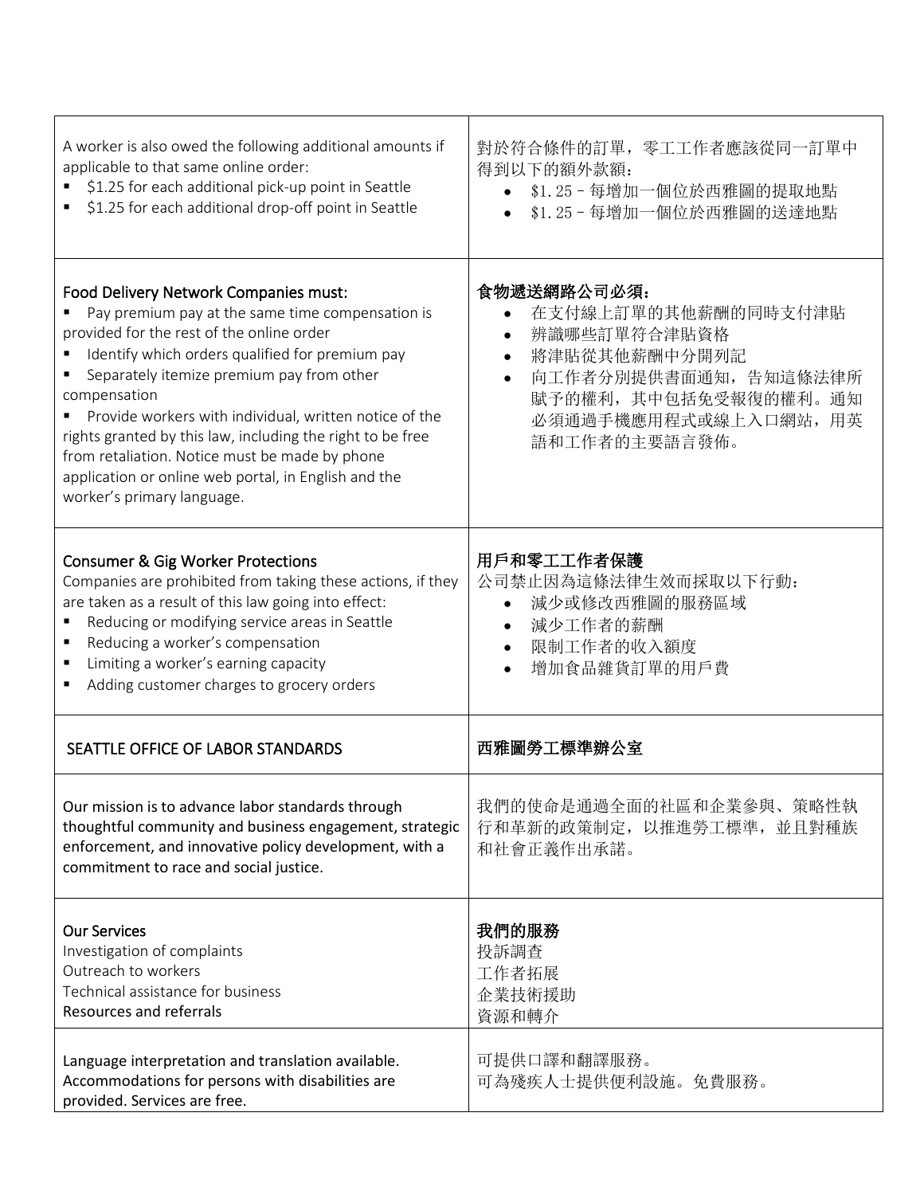| A worker is also owed the following additional amounts if applicable to that same online order:<br>▪ $1.25 for each additional pick-up point in Seattle<br>▪ $1.25 for each additional drop-off point in Seattle | 對於符合條件的訂單，零工工作者應該從同一訂單中得到以下的額外款額：<br>• $1.25 - 每增加一個位於西雅圖的提取地點<br>• $1.25 - 每增加一個位於西雅圖的送達地點 |
|---|---|
| Food Delivery Network Companies must:<br>▪ Pay premium pay at the same time compensation is provided for the rest of the online order<br>▪ Identify which orders qualified for premium pay<br>▪ Separately itemize premium pay from other compensation<br>▪ Provide workers with individual, written notice of the rights granted by this law, including the right to be free from retaliation. Notice must be made by phone application or online web portal, in English and the worker's primary language. | **食物遞送網路公司必須：**<br>• 在支付線上訂單的其他薪酬的同時支付津貼<br>• 辨識哪些訂單符合津貼資格<br>• 將津貼從其他薪酬中分開列記<br>• 向工作者分別提供書面通知，告知這條法律所賦予的權利，其中包括免受報復的權利。通知必須通過手機應用程式或線上入口網站，用英語和工作者的主要語言發佈。 |
| Consumer & Gig Worker Protections<br>Companies are prohibited from taking these actions, if they are taken as a result of this law going into effect:<br>▪ Reducing or modifying service areas in Seattle<br>▪ Reducing a worker's compensation<br>▪ Limiting a worker's earning capacity<br>▪ Adding customer charges to grocery orders | **用戶和零工工作者保護**<br>公司禁止因為這條法律生效而採取以下行動：<br>• 減少或修改西雅圖的服務區域<br>• 減少工作者的薪酬<br>• 限制工作者的收入額度<br>• 增加食品雜貨訂單的用戶費 |
| SEATTLE OFFICE OF LABOR STANDARDS | **西雅圖勞工標準辦公室** |
| Our mission is to advance labor standards through thoughtful community and business engagement, strategic enforcement, and innovative policy development, with a commitment to race and social justice. | 我們的使命是通過全面的社區和企業參與、策略性執行和革新的政策制定，以推進勞工標準，並且對種族和社會正義作出承諾。 |
| Our Services<br>Investigation of complaints<br>Outreach to workers<br>Technical assistance for business<br>Resources and referrals | **我們的服務**<br>投訴調查<br>工作者拓展<br>企業技術援助<br>資源和轉介 |
| Language interpretation and translation available. Accommodations for persons with disabilities are provided. Services are free. | 可提供口譯和翻譯服務。<br>可為殘疾人士提供便利設施。免費服務。 |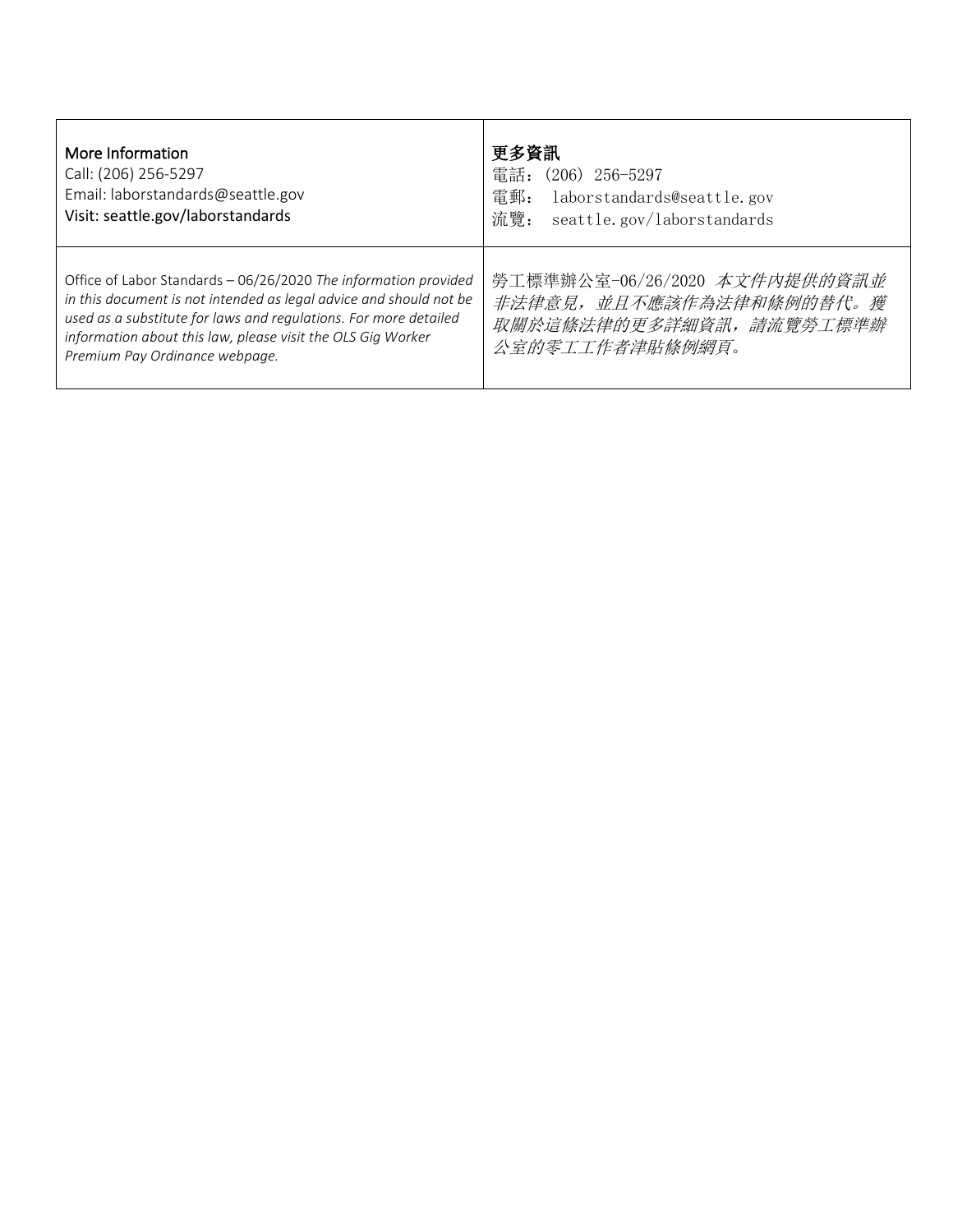| More Information<br>Call: (206) 256-5297<br>Email: laborstandards@seattle.gov<br>Visit: seattle.gov/laborstandards | **更多資訊**<br>電話：(206) 256-5297<br>電郵： laborstandards@seattle.gov<br>流覽： seattle.gov/laborstandards |
|---|---|
| Office of Labor Standards – 06/26/2020 *The information provided in this document is not intended as legal advice and should not be used as a substitute for laws and regulations. For more detailed information about this law, please visit the OLS Gig Worker Premium Pay Ordinance webpage.* | 勞工標準辦公室-06/26/2020 *本文件內提供的資訊並非法律意見，並且不應該作為法律和條例的替代。獲取關於這條法律的更多詳細資訊，請流覽勞工標準辦公室的零工工作者津貼條例網頁。* |